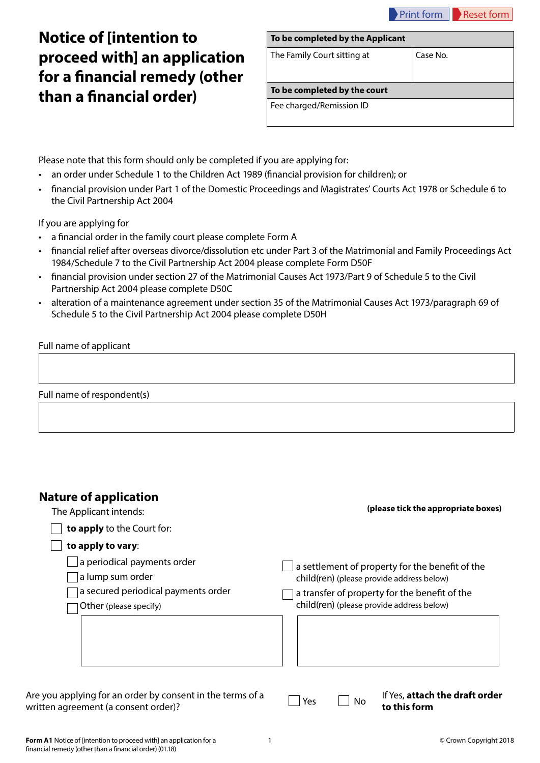Print form | Reset form

# Notice of [intention to proceed with] an application for a financial remedy (other than a financial order)

| To be completed by the Applicant | |
|---|---|
| The Family Court sitting at | Case No. |
| **To be completed by the court** | |
| Fee charged/Remission ID | |

Please note that this form should only be completed if you are applying for:

- an order under Schedule 1 to the Children Act 1989 (financial provision for children); or
- financial provision under Part 1 of the Domestic Proceedings and Magistrates' Courts Act 1978 or Schedule 6 to the Civil Partnership Act 2004

If you are applying for

- a financial order in the family court please complete Form A
- financial relief after overseas divorce/dissolution etc under Part 3 of the Matrimonial and Family Proceedings Act 1984/Schedule 7 to the Civil Partnership Act 2004 please complete Form D50F
- financial provision under section 27 of the Matrimonial Causes Act 1973/Part 9 of Schedule 5 to the Civil Partnership Act 2004 please complete D50C
- alteration of a maintenance agreement under section 35 of the Matrimonial Causes Act 1973/paragraph 69 of Schedule 5 to the Civil Partnership Act 2004 please complete D50H

Full name of applicant

Full name of respondent(s)

## Nature of application

The Applicant intends: **(please tick the appropriate boxes)**

- ☐ **to apply** to the Court for:
- ☐ **to apply to vary**:
  - ☐ a periodical payments order
  - ☐ a lump sum order
  - ☐ a secured periodical payments order
  - ☐ Other (please specify)
  - ☐ a settlement of property for the benefit of the child(ren) (please provide address below)
  - ☐ a transfer of property for the benefit of the child(ren) (please provide address below)

Are you applying for an order by consent in the terms of a written agreement (a consent order)? ☐ Yes ☐ No

If Yes, **attach the draft order to this form**

**Form A1** Notice of [intention to proceed with] an application for a financial remedy (other than a financial order) (01.18) © Crown Copyright 2018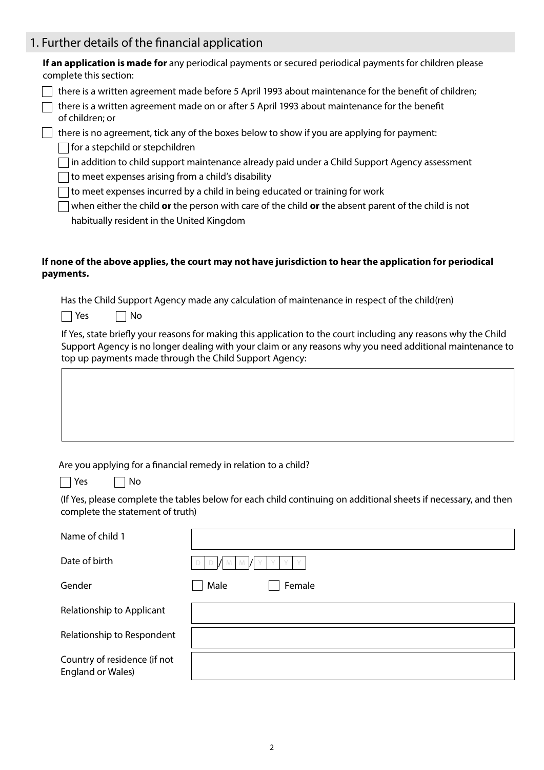## 1. Further details of the financial application

**If an application is made for** any periodical payments or secured periodical payments for children please complete this section:

- ☐ there is a written agreement made before 5 April 1993 about maintenance for the benefit of children;
- ☐ there is a written agreement made on or after 5 April 1993 about maintenance for the benefit of children; or
- ☐ there is no agreement, tick any of the boxes below to show if you are applying for payment:
  - ☐ for a stepchild or stepchildren
  - ☐ in addition to child support maintenance already paid under a Child Support Agency assessment
  - ☐ to meet expenses arising from a child's disability
  - ☐ to meet expenses incurred by a child in being educated or training for work
  - ☐ when either the child **or** the person with care of the child **or** the absent parent of the child is not habitually resident in the United Kingdom

**If none of the above applies, the court may not have jurisdiction to hear the application for periodical payments.**

Has the Child Support Agency made any calculation of maintenance in respect of the child(ren)

☐ Yes ☐ No

If Yes, state briefly your reasons for making this application to the court including any reasons why the Child Support Agency is no longer dealing with your claim or any reasons why you need additional maintenance to top up payments made through the Child Support Agency:

| |
|---|
| |

Are you applying for a financial remedy in relation to a child?

☐ Yes ☐ No

(If Yes, please complete the tables below for each child continuing on additional sheets if necessary, and then complete the statement of truth)

| | |
|---|---|
| Name of child 1 | |
| Date of birth | DD/MM/YYYY |
| Gender | ☐ Male ☐ Female |
| Relationship to Applicant | |
| Relationship to Respondent | |
| Country of residence (if not England or Wales) | |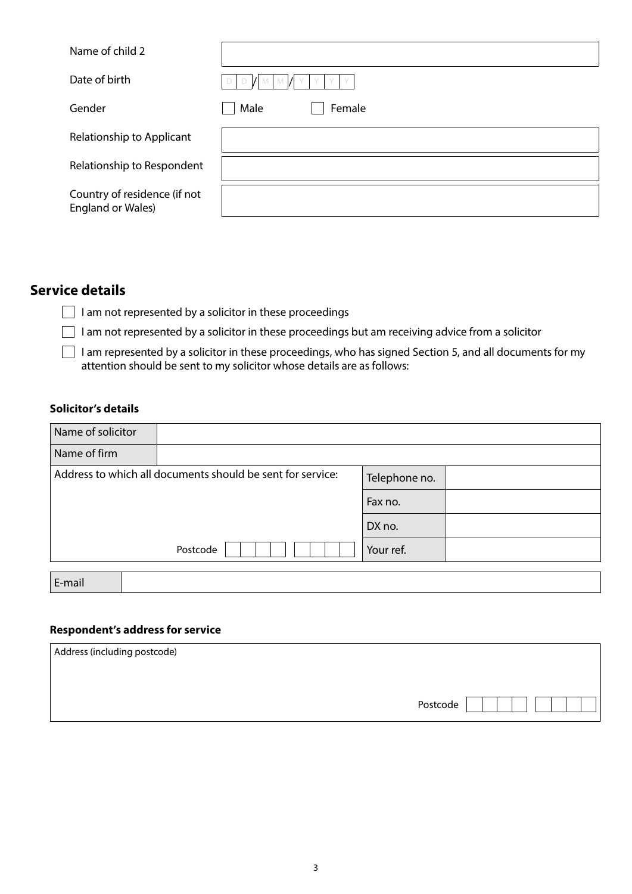| Name of child 2 | |
|---|---|
| Date of birth | D D / M M / Y Y Y Y |
| Gender | ☐ Male ☐ Female |
| Relationship to Applicant | |
| Relationship to Respondent | |
| Country of residence (if not England or Wales) | |

## Service details

☐ I am not represented by a solicitor in these proceedings

☐ I am not represented by a solicitor in these proceedings but am receiving advice from a solicitor

☐ I am represented by a solicitor in these proceedings, who has signed Section 5, and all documents for my attention should be sent to my solicitor whose details are as follows:

### Solicitor's details

| Name of solicitor | | | |
|---|---|---|---|
| Name of firm | | | |
| Address to which all documents should be sent for service: | | Telephone no. | |
| | | Fax no. | |
| | | DX no. | |
| | Postcode | Your ref. | |

| E-mail | |
|---|---|

### Respondent's address for service

| Address (including postcode) |
|---|
| Postcode |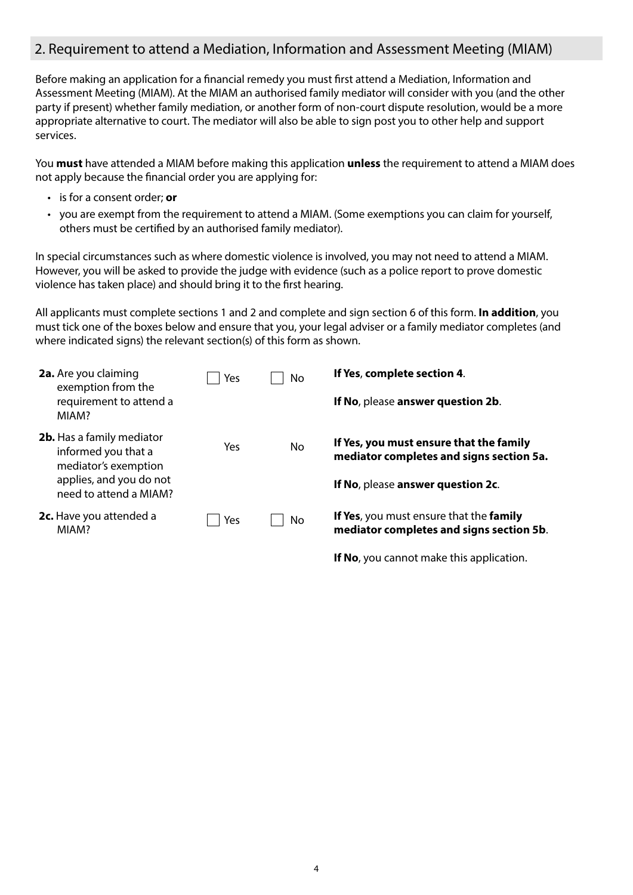## 2. Requirement to attend a Mediation, Information and Assessment Meeting (MIAM)

Before making an application for a financial remedy you must first attend a Mediation, Information and Assessment Meeting (MIAM). At the MIAM an authorised family mediator will consider with you (and the other party if present) whether family mediation, or another form of non-court dispute resolution, would be a more appropriate alternative to court. The mediator will also be able to sign post you to other help and support services.

You **must** have attended a MIAM before making this application **unless** the requirement to attend a MIAM does not apply because the financial order you are applying for:

- is for a consent order; **or**
- you are exempt from the requirement to attend a MIAM. (Some exemptions you can claim for yourself, others must be certified by an authorised family mediator).

In special circumstances such as where domestic violence is involved, you may not need to attend a MIAM. However, you will be asked to provide the judge with evidence (such as a police report to prove domestic violence has taken place) and should bring it to the first hearing.

All applicants must complete sections 1 and 2 and complete and sign section 6 of this form. **In addition**, you must tick one of the boxes below and ensure that you, your legal adviser or a family mediator completes (and where indicated signs) the relevant section(s) of this form as shown.

| Question | Yes | No | Instructions |
|---|---|---|---|
| **2a.** Are you claiming exemption from the requirement to attend a MIAM? | ☐ Yes | ☐ No | **If Yes**, **complete section 4**.<br>**If No**, please **answer question 2b**. |
| **2b.** Has a family mediator informed you that a mediator's exemption applies, and you do not need to attend a MIAM? | Yes | No | **If Yes, you must ensure that the family mediator completes and signs section 5a.**<br>**If No**, please **answer question 2c**. |
| **2c.** Have you attended a MIAM? | ☐ Yes | ☐ No | **If Yes**, you must ensure that the **family mediator completes and signs section 5b**.<br>**If No**, you cannot make this application. |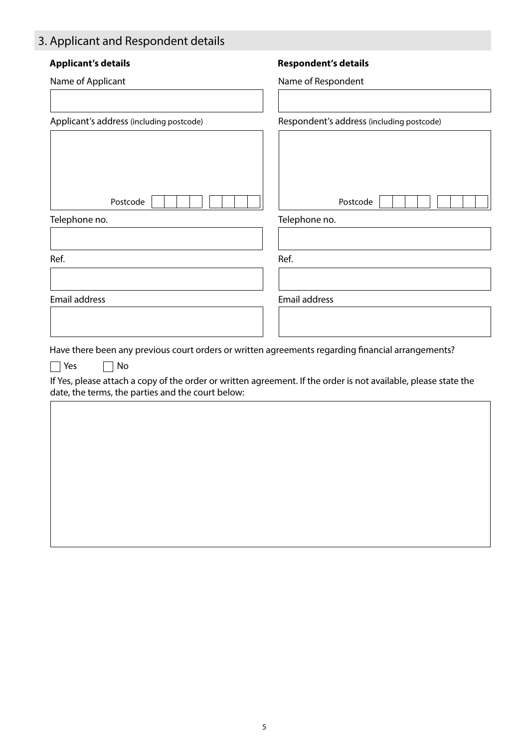## 3. Applicant and Respondent details

### Applicant's details

Name of Applicant

Applicant's address (including postcode)

Postcode

Telephone no.

Ref.

Email address

### Respondent's details

Name of Respondent

Respondent's address (including postcode)

Postcode

Telephone no.

Ref.

Email address

Have there been any previous court orders or written agreements regarding financial arrangements?

☐ Yes ☐ No

If Yes, please attach a copy of the order or written agreement. If the order is not available, please state the date, the terms, the parties and the court below: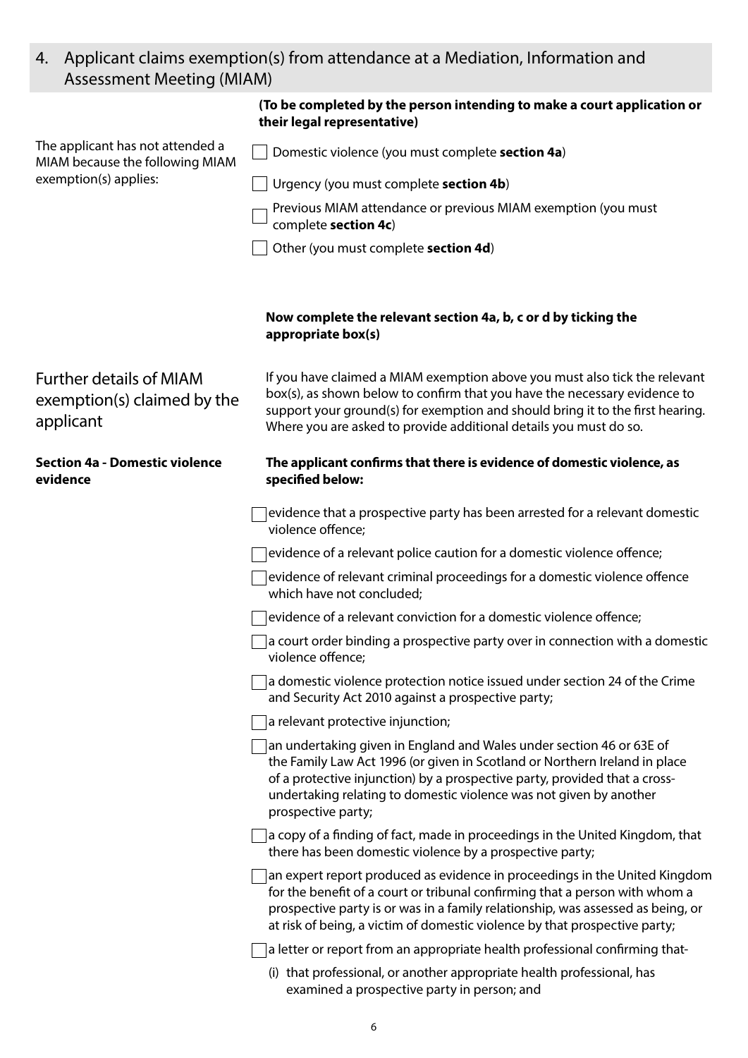## 4. Applicant claims exemption(s) from attendance at a Mediation, Information and Assessment Meeting (MIAM)

**(To be completed by the person intending to make a court application or their legal representative)**

The applicant has not attended a MIAM because the following MIAM exemption(s) applies:

- ☐ Domestic violence (you must complete **section 4a**)
- ☐ Urgency (you must complete **section 4b**)
- ☐ Previous MIAM attendance or previous MIAM exemption (you must complete **section 4c**)
- ☐ Other (you must complete **section 4d**)

**Now complete the relevant section 4a, b, c or d by ticking the appropriate box(s)**

### Further details of MIAM exemption(s) claimed by the applicant

If you have claimed a MIAM exemption above you must also tick the relevant box(s), as shown below to confirm that you have the necessary evidence to support your ground(s) for exemption and should bring it to the first hearing. Where you are asked to provide additional details you must do so.

**Section 4a - Domestic violence evidence**

**The applicant confirms that there is evidence of domestic violence, as specified below:**

- ☐ evidence that a prospective party has been arrested for a relevant domestic violence offence;
- ☐ evidence of a relevant police caution for a domestic violence offence;
- ☐ evidence of relevant criminal proceedings for a domestic violence offence which have not concluded;
- ☐ evidence of a relevant conviction for a domestic violence offence;
- ☐ a court order binding a prospective party over in connection with a domestic violence offence;
- ☐ a domestic violence protection notice issued under section 24 of the Crime and Security Act 2010 against a prospective party;
- ☐ a relevant protective injunction;
- ☐ an undertaking given in England and Wales under section 46 or 63E of the Family Law Act 1996 (or given in Scotland or Northern Ireland in place of a protective injunction) by a prospective party, provided that a cross-undertaking relating to domestic violence was not given by another prospective party;
- ☐ a copy of a finding of fact, made in proceedings in the United Kingdom, that there has been domestic violence by a prospective party;
- ☐ an expert report produced as evidence in proceedings in the United Kingdom for the benefit of a court or tribunal confirming that a person with whom a prospective party is or was in a family relationship, was assessed as being, or at risk of being, a victim of domestic violence by that prospective party;
- ☐ a letter or report from an appropriate health professional confirming that-
  - (i) that professional, or another appropriate health professional, has examined a prospective party in person; and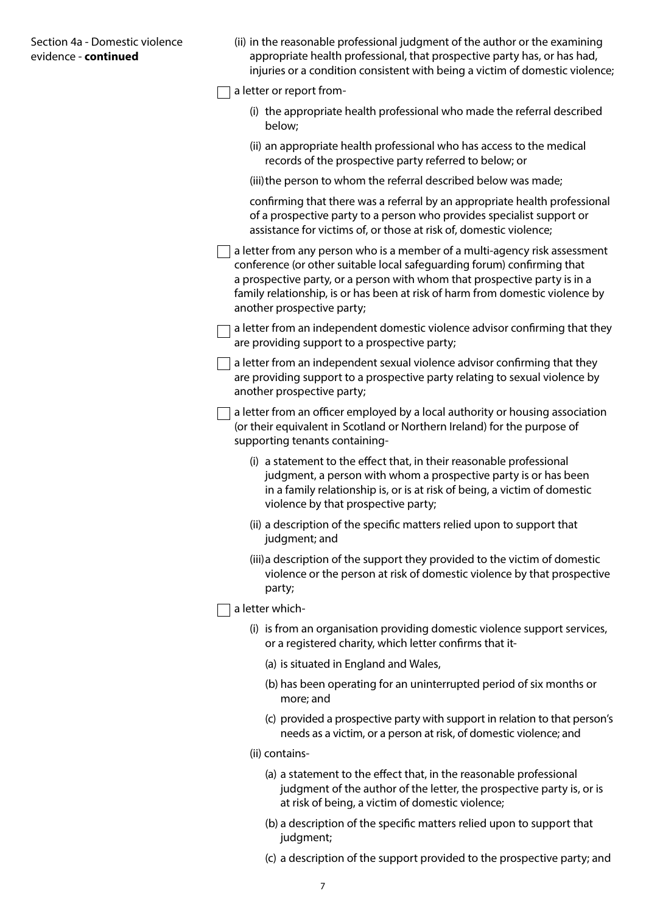Section 4a - Domestic violence evidence - **continued**

(ii) in the reasonable professional judgment of the author or the examining appropriate health professional, that prospective party has, or has had, injuries or a condition consistent with being a victim of domestic violence;

- [ ] a letter or report from-

    (i) the appropriate health professional who made the referral described below;

    (ii) an appropriate health professional who has access to the medical records of the prospective party referred to below; or

    (iii) the person to whom the referral described below was made;

    confirming that there was a referral by an appropriate health professional of a prospective party to a person who provides specialist support or assistance for victims of, or those at risk of, domestic violence;

- [ ] a letter from any person who is a member of a multi-agency risk assessment conference (or other suitable local safeguarding forum) confirming that a prospective party, or a person with whom that prospective party is in a family relationship, is or has been at risk of harm from domestic violence by another prospective party;

- [ ] a letter from an independent domestic violence advisor confirming that they are providing support to a prospective party;

- [ ] a letter from an independent sexual violence advisor confirming that they are providing support to a prospective party relating to sexual violence by another prospective party;

- [ ] a letter from an officer employed by a local authority or housing association (or their equivalent in Scotland or Northern Ireland) for the purpose of supporting tenants containing-

    (i) a statement to the effect that, in their reasonable professional judgment, a person with whom a prospective party is or has been in a family relationship is, or is at risk of being, a victim of domestic violence by that prospective party;

    (ii) a description of the specific matters relied upon to support that judgment; and

    (iii) a description of the support they provided to the victim of domestic violence or the person at risk of domestic violence by that prospective party;

- [ ] a letter which-

    (i) is from an organisation providing domestic violence support services, or a registered charity, which letter confirms that it-

    (a) is situated in England and Wales,

    (b) has been operating for an uninterrupted period of six months or more; and

    (c) provided a prospective party with support in relation to that person's needs as a victim, or a person at risk, of domestic violence; and

    (ii) contains-

    (a) a statement to the effect that, in the reasonable professional judgment of the author of the letter, the prospective party is, or is at risk of being, a victim of domestic violence;

    (b) a description of the specific matters relied upon to support that judgment;

    (c) a description of the support provided to the prospective party; and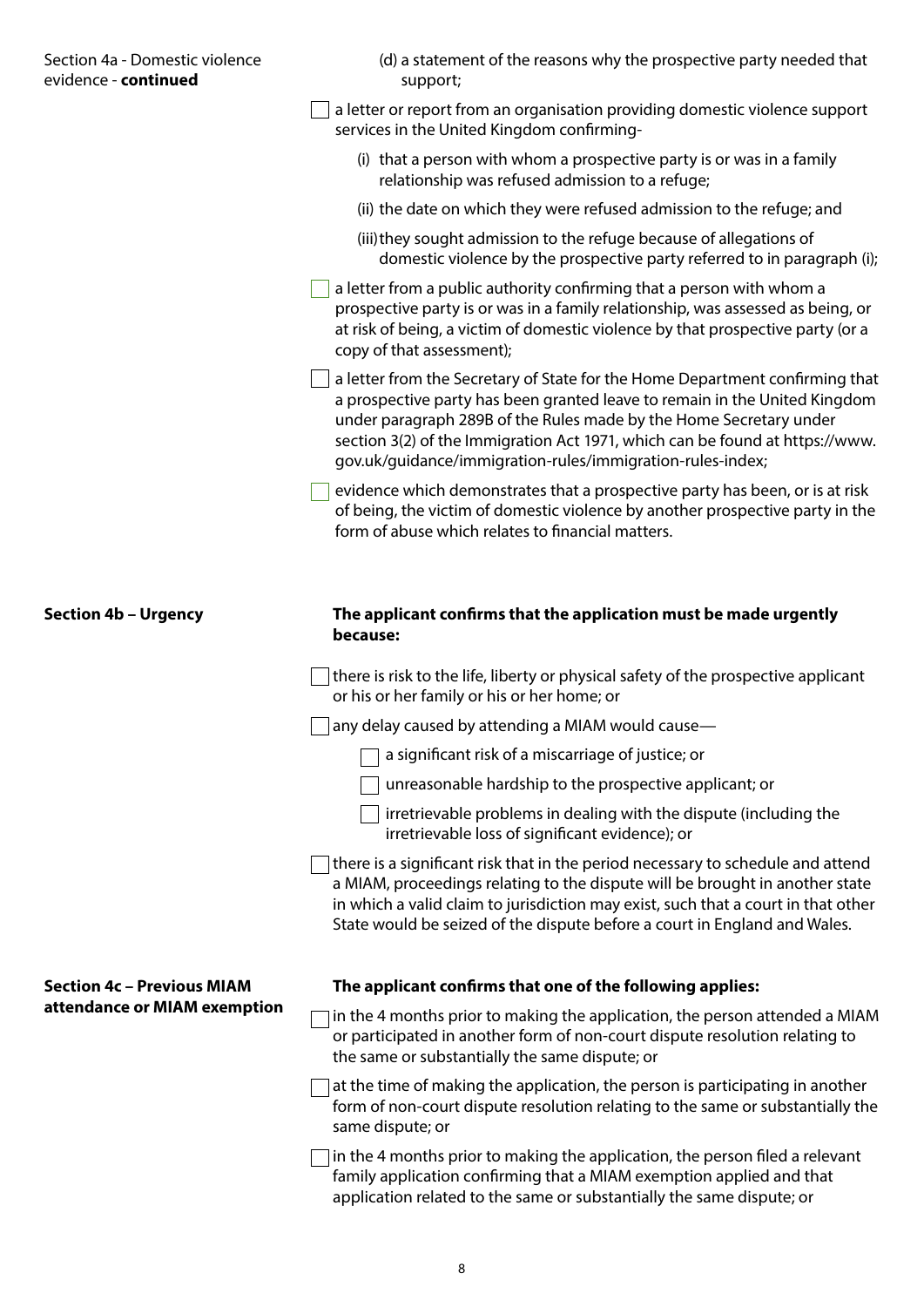Section 4a - Domestic violence evidence - **continued**

(d) a statement of the reasons why the prospective party needed that support;

- [ ] a letter or report from an organisation providing domestic violence support services in the United Kingdom confirming-
    - (i) that a person with whom a prospective party is or was in a family relationship was refused admission to a refuge;
    - (ii) the date on which they were refused admission to the refuge; and
    - (iii) they sought admission to the refuge because of allegations of domestic violence by the prospective party referred to in paragraph (i);
- [ ] a letter from a public authority confirming that a person with whom a prospective party is or was in a family relationship, was assessed as being, or at risk of being, a victim of domestic violence by that prospective party (or a copy of that assessment);
- [ ] a letter from the Secretary of State for the Home Department confirming that a prospective party has been granted leave to remain in the United Kingdom under paragraph 289B of the Rules made by the Home Secretary under section 3(2) of the Immigration Act 1971, which can be found at https://www.gov.uk/guidance/immigration-rules/immigration-rules-index;
- [ ] evidence which demonstrates that a prospective party has been, or is at risk of being, the victim of domestic violence by another prospective party in the form of abuse which relates to financial matters.

**Section 4b – Urgency**

**The applicant confirms that the application must be made urgently because:**

- [ ] there is risk to the life, liberty or physical safety of the prospective applicant or his or her family or his or her home; or
- [ ] any delay caused by attending a MIAM would cause—
    - [ ] a significant risk of a miscarriage of justice; or
    - [ ] unreasonable hardship to the prospective applicant; or
    - [ ] irretrievable problems in dealing with the dispute (including the irretrievable loss of significant evidence); or
- [ ] there is a significant risk that in the period necessary to schedule and attend a MIAM, proceedings relating to the dispute will be brought in another state in which a valid claim to jurisdiction may exist, such that a court in that other State would be seized of the dispute before a court in England and Wales.

**Section 4c – Previous MIAM attendance or MIAM exemption**

**The applicant confirms that one of the following applies:**

- [ ] in the 4 months prior to making the application, the person attended a MIAM or participated in another form of non-court dispute resolution relating to the same or substantially the same dispute; or
- [ ] at the time of making the application, the person is participating in another form of non-court dispute resolution relating to the same or substantially the same dispute; or
- [ ] in the 4 months prior to making the application, the person filed a relevant family application confirming that a MIAM exemption applied and that application related to the same or substantially the same dispute; or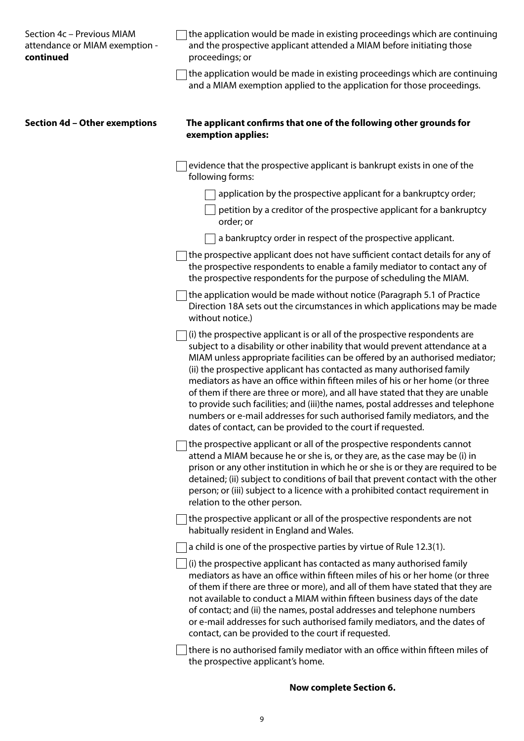Section 4c – Previous MIAM attendance or MIAM exemption - **continued**

- [ ] the application would be made in existing proceedings which are continuing and the prospective applicant attended a MIAM before initiating those proceedings; or
- [ ] the application would be made in existing proceedings which are continuing and a MIAM exemption applied to the application for those proceedings.

**Section 4d – Other exemptions**

**The applicant confirms that one of the following other grounds for exemption applies:**

- [ ] evidence that the prospective applicant is bankrupt exists in one of the following forms:
  - [ ] application by the prospective applicant for a bankruptcy order;
  - [ ] petition by a creditor of the prospective applicant for a bankruptcy order; or
  - [ ] a bankruptcy order in respect of the prospective applicant.
- [ ] the prospective applicant does not have sufficient contact details for any of the prospective respondents to enable a family mediator to contact any of the prospective respondents for the purpose of scheduling the MIAM.
- [ ] the application would be made without notice (Paragraph 5.1 of Practice Direction 18A sets out the circumstances in which applications may be made without notice.)
- [ ] (i) the prospective applicant is or all of the prospective respondents are subject to a disability or other inability that would prevent attendance at a MIAM unless appropriate facilities can be offered by an authorised mediator; (ii) the prospective applicant has contacted as many authorised family mediators as have an office within fifteen miles of his or her home (or three of them if there are three or more), and all have stated that they are unable to provide such facilities; and (iii)the names, postal addresses and telephone numbers or e-mail addresses for such authorised family mediators, and the dates of contact, can be provided to the court if requested.
- [ ] the prospective applicant or all of the prospective respondents cannot attend a MIAM because he or she is, or they are, as the case may be (i) in prison or any other institution in which he or she is or they are required to be detained; (ii) subject to conditions of bail that prevent contact with the other person; or (iii) subject to a licence with a prohibited contact requirement in relation to the other person.
- [ ] the prospective applicant or all of the prospective respondents are not habitually resident in England and Wales.
- [ ] a child is one of the prospective parties by virtue of Rule 12.3(1).
- [ ] (i) the prospective applicant has contacted as many authorised family mediators as have an office within fifteen miles of his or her home (or three of them if there are three or more), and all of them have stated that they are not available to conduct a MIAM within fifteen business days of the date of contact; and (ii) the names, postal addresses and telephone numbers or e-mail addresses for such authorised family mediators, and the dates of contact, can be provided to the court if requested.
- [ ] there is no authorised family mediator with an office within fifteen miles of the prospective applicant's home.

**Now complete Section 6.**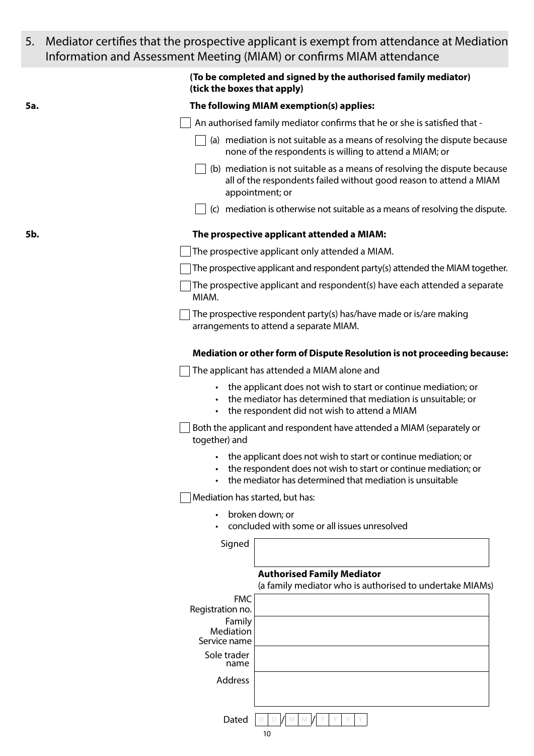## 5. Mediator certifies that the prospective applicant is exempt from attendance at Mediation Information and Assessment Meeting (MIAM) or confirms MIAM attendance

**(To be completed and signed by the authorised family mediator) (tick the boxes that apply)**

**5a.** **The following MIAM exemption(s) applies:**

☐ An authorised family mediator confirms that he or she is satisfied that -

- ☐ (a) mediation is not suitable as a means of resolving the dispute because none of the respondents is willing to attend a MIAM; or
- ☐ (b) mediation is not suitable as a means of resolving the dispute because all of the respondents failed without good reason to attend a MIAM appointment; or
- ☐ (c) mediation is otherwise not suitable as a means of resolving the dispute.

**5b.** **The prospective applicant attended a MIAM:**

☐ The prospective applicant only attended a MIAM.

☐ The prospective applicant and respondent party(s) attended the MIAM together.

☐ The prospective applicant and respondent(s) have each attended a separate MIAM.

☐ The prospective respondent party(s) has/have made or is/are making arrangements to attend a separate MIAM.

**Mediation or other form of Dispute Resolution is not proceeding because:**

☐ The applicant has attended a MIAM alone and

- the applicant does not wish to start or continue mediation; or
- the mediator has determined that mediation is unsuitable; or
- the respondent did not wish to attend a MIAM

☐ Both the applicant and respondent have attended a MIAM (separately or together) and

- the applicant does not wish to start or continue mediation; or
- the respondent does not wish to start or continue mediation; or
- the mediator has determined that mediation is unsuitable

☐ Mediation has started, but has:

- broken down; or
- concluded with some or all issues unresolved

Signed

**Authorised Family Mediator**
(a family mediator who is authorised to undertake MIAMs)

FMC Registration no.

Family Mediation Service name

Sole trader name

Address

Dated D D / M M / Y Y Y Y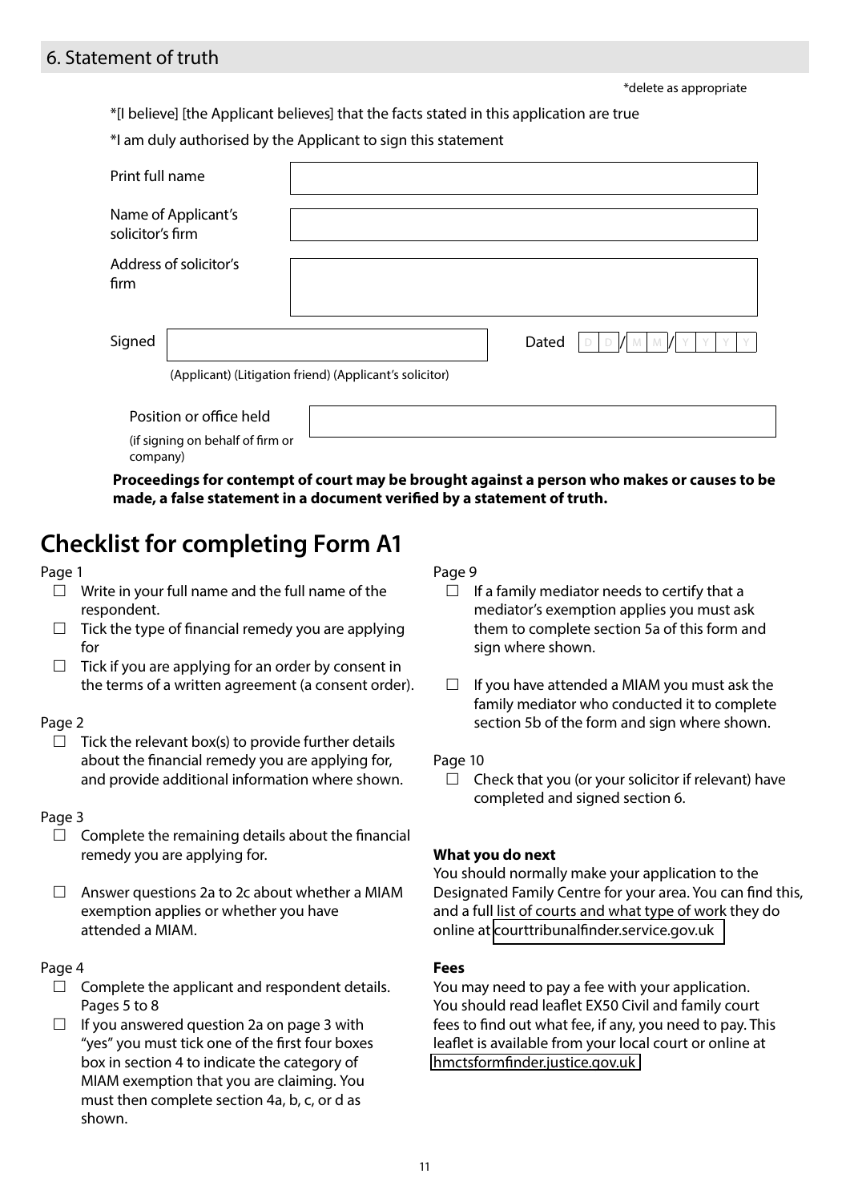## 6. Statement of truth

*delete as appropriate

*[I believe] [the Applicant believes] that the facts stated in this application are true

*I am duly authorised by the Applicant to sign this statement

| | |
|---|---|
| Print full name | |
| Name of Applicant's solicitor's firm | |
| Address of solicitor's firm | |

Signed ______________________ Dated D D / M M / Y Y Y Y

(Applicant) (Litigation friend) (Applicant's solicitor)

| | |
|---|---|
| Position or office held (if signing on behalf of firm or company) | |

**Proceedings for contempt of court may be brought against a person who makes or causes to be made, a false statement in a document verified by a statement of truth.**

# Checklist for completing Form A1

Page 1

- ☐ Write in your full name and the full name of the respondent.
- ☐ Tick the type of financial remedy you are applying for
- ☐ Tick if you are applying for an order by consent in the terms of a written agreement (a consent order).

Page 2

- ☐ Tick the relevant box(s) to provide further details about the financial remedy you are applying for, and provide additional information where shown.

Page 3

- ☐ Complete the remaining details about the financial remedy you are applying for.
- ☐ Answer questions 2a to 2c about whether a MIAM exemption applies or whether you have attended a MIAM.

Page 4

- ☐ Complete the applicant and respondent details.

Pages 5 to 8

- ☐ If you answered question 2a on page 3 with "yes" you must tick one of the first four boxes box in section 4 to indicate the category of MIAM exemption that you are claiming. You must then complete section 4a, b, c, or d as shown.

Page 9

- ☐ If a family mediator needs to certify that a mediator's exemption applies you must ask them to complete section 5a of this form and sign where shown.
- ☐ If you have attended a MIAM you must ask the family mediator who conducted it to complete section 5b of the form and sign where shown.

Page 10

- ☐ Check that you (or your solicitor if relevant) have completed and signed section 6.

**What you do next**

You should normally make your application to the Designated Family Centre for your area. You can find this, and a full list of courts and what type of work they do online at courttribunalfinder.service.gov.uk

**Fees**

You may need to pay a fee with your application. You should read leaflet EX50 Civil and family court fees to find out what fee, if any, you need to pay. This leaflet is available from your local court or online at hmctsformfinder.justice.gov.uk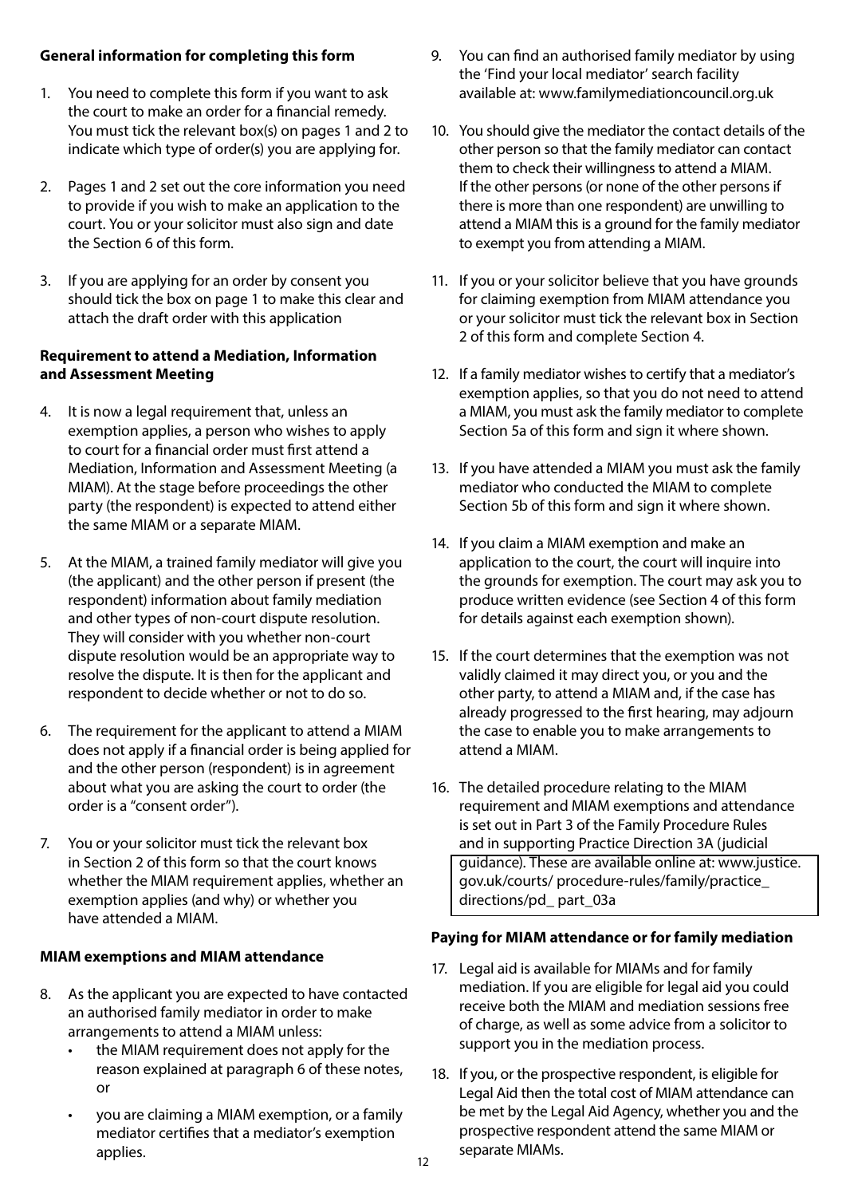**General information for completing this form**

1. You need to complete this form if you want to ask the court to make an order for a financial remedy. You must tick the relevant box(s) on pages 1 and 2 to indicate which type of order(s) you are applying for.

2. Pages 1 and 2 set out the core information you need to provide if you wish to make an application to the court. You or your solicitor must also sign and date the Section 6 of this form.

3. If you are applying for an order by consent you should tick the box on page 1 to make this clear and attach the draft order with this application

**Requirement to attend a Mediation, Information and Assessment Meeting**

4. It is now a legal requirement that, unless an exemption applies, a person who wishes to apply to court for a financial order must first attend a Mediation, Information and Assessment Meeting (a MIAM). At the stage before proceedings the other party (the respondent) is expected to attend either the same MIAM or a separate MIAM.

5. At the MIAM, a trained family mediator will give you (the applicant) and the other person if present (the respondent) information about family mediation and other types of non-court dispute resolution. They will consider with you whether non-court dispute resolution would be an appropriate way to resolve the dispute. It is then for the applicant and respondent to decide whether or not to do so.

6. The requirement for the applicant to attend a MIAM does not apply if a financial order is being applied for and the other person (respondent) is in agreement about what you are asking the court to order (the order is a "consent order").

7. You or your solicitor must tick the relevant box in Section 2 of this form so that the court knows whether the MIAM requirement applies, whether an exemption applies (and why) or whether you have attended a MIAM.

**MIAM exemptions and MIAM attendance**

8. As the applicant you are expected to have contacted an authorised family mediator in order to make arrangements to attend a MIAM unless:
   - the MIAM requirement does not apply for the reason explained at paragraph 6 of these notes, or
   - you are claiming a MIAM exemption, or a family mediator certifies that a mediator's exemption applies.

9. You can find an authorised family mediator by using the 'Find your local mediator' search facility available at: www.familymediationcouncil.org.uk

10. You should give the mediator the contact details of the other person so that the family mediator can contact them to check their willingness to attend a MIAM. If the other persons (or none of the other persons if there is more than one respondent) are unwilling to attend a MIAM this is a ground for the family mediator to exempt you from attending a MIAM.

11. If you or your solicitor believe that you have grounds for claiming exemption from MIAM attendance you or your solicitor must tick the relevant box in Section 2 of this form and complete Section 4.

12. If a family mediator wishes to certify that a mediator's exemption applies, so that you do not need to attend a MIAM, you must ask the family mediator to complete Section 5a of this form and sign it where shown.

13. If you have attended a MIAM you must ask the family mediator who conducted the MIAM to complete Section 5b of this form and sign it where shown.

14. If you claim a MIAM exemption and make an application to the court, the court will inquire into the grounds for exemption. The court may ask you to produce written evidence (see Section 4 of this form for details against each exemption shown).

15. If the court determines that the exemption was not validly claimed it may direct you, or you and the other party, to attend a MIAM and, if the case has already progressed to the first hearing, may adjourn the case to enable you to make arrangements to attend a MIAM.

16. The detailed procedure relating to the MIAM requirement and MIAM exemptions and attendance is set out in Part 3 of the Family Procedure Rules and in supporting Practice Direction 3A (judicial guidance). These are available online at: www.justice.gov.uk/courts/ procedure-rules/family/practice_ directions/pd_ part_03a

**Paying for MIAM attendance or for family mediation**

17. Legal aid is available for MIAMs and for family mediation. If you are eligible for legal aid you could receive both the MIAM and mediation sessions free of charge, as well as some advice from a solicitor to support you in the mediation process.

18. If you, or the prospective respondent, is eligible for Legal Aid then the total cost of MIAM attendance can be met by the Legal Aid Agency, whether you and the prospective respondent attend the same MIAM or separate MIAMs.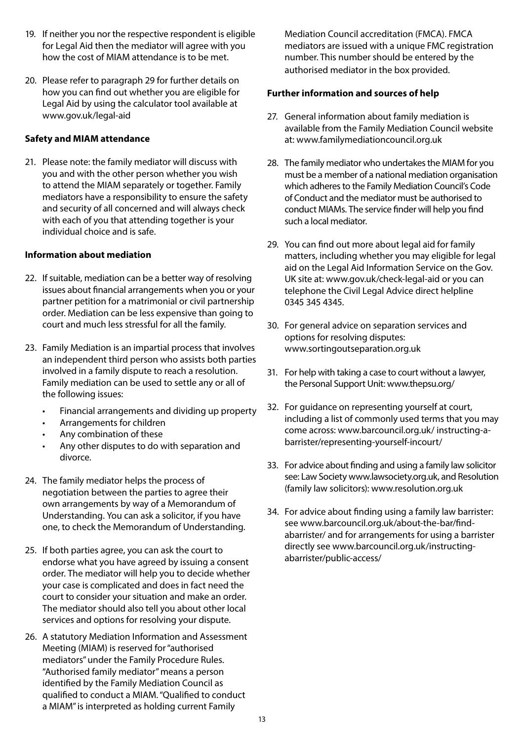19. If neither you nor the respective respondent is eligible for Legal Aid then the mediator will agree with you how the cost of MIAM attendance is to be met.

20. Please refer to paragraph 29 for further details on how you can find out whether you are eligible for Legal Aid by using the calculator tool available at www.gov.uk/legal-aid

**Safety and MIAM attendance**

21. Please note: the family mediator will discuss with you and with the other person whether you wish to attend the MIAM separately or together. Family mediators have a responsibility to ensure the safety and security of all concerned and will always check with each of you that attending together is your individual choice and is safe.

**Information about mediation**

22. If suitable, mediation can be a better way of resolving issues about financial arrangements when you or your partner petition for a matrimonial or civil partnership order. Mediation can be less expensive than going to court and much less stressful for all the family.

23. Family Mediation is an impartial process that involves an independent third person who assists both parties involved in a family dispute to reach a resolution. Family mediation can be used to settle any or all of the following issues:
    - Financial arrangements and dividing up property
    - Arrangements for children
    - Any combination of these
    - Any other disputes to do with separation and divorce.

24. The family mediator helps the process of negotiation between the parties to agree their own arrangements by way of a Memorandum of Understanding. You can ask a solicitor, if you have one, to check the Memorandum of Understanding.

25. If both parties agree, you can ask the court to endorse what you have agreed by issuing a consent order. The mediator will help you to decide whether your case is complicated and does in fact need the court to consider your situation and make an order. The mediator should also tell you about other local services and options for resolving your dispute.

26. A statutory Mediation Information and Assessment Meeting (MIAM) is reserved for "authorised mediators" under the Family Procedure Rules. "Authorised family mediator" means a person identified by the Family Mediation Council as qualified to conduct a MIAM. "Qualified to conduct a MIAM" is interpreted as holding current Family Mediation Council accreditation (FMCA). FMCA mediators are issued with a unique FMC registration number. This number should be entered by the authorised mediator in the box provided.

**Further information and sources of help**

27. General information about family mediation is available from the Family Mediation Council website at: www.familymediationcouncil.org.uk

28. The family mediator who undertakes the MIAM for you must be a member of a national mediation organisation which adheres to the Family Mediation Council's Code of Conduct and the mediator must be authorised to conduct MIAMs. The service finder will help you find such a local mediator.

29. You can find out more about legal aid for family matters, including whether you may eligible for legal aid on the Legal Aid Information Service on the Gov. UK site at: www.gov.uk/check-legal-aid or you can telephone the Civil Legal Advice direct helpline 0345 345 4345.

30. For general advice on separation services and options for resolving disputes: www.sortingoutseparation.org.uk

31. For help with taking a case to court without a lawyer, the Personal Support Unit: www.thepsu.org/

32. For guidance on representing yourself at court, including a list of commonly used terms that you may come across: www.barcouncil.org.uk/ instructing-a-barrister/representing-yourself-incourt/

33. For advice about finding and using a family law solicitor see: Law Society www.lawsociety.org.uk, and Resolution (family law solicitors): www.resolution.org.uk

34. For advice about finding using a family law barrister: see www.barcouncil.org.uk/about-the-bar/find-abarrister/ and for arrangements for using a barrister directly see www.barcouncil.org.uk/instructing-abarrister/public-access/